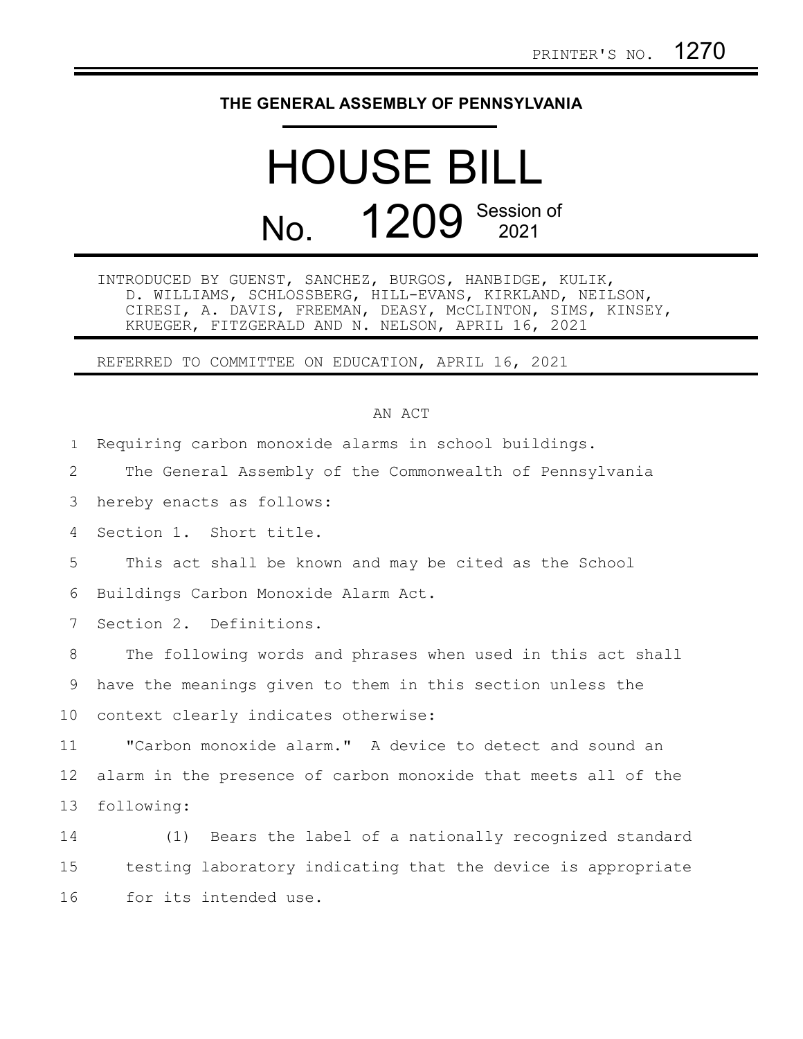PRINTER'S NO. 1270

**THE GENERAL ASSEMBLY OF PENNSYLVANIA**

# HOUSE BILL

# No. 1209 Session of 2021

INTRODUCED BY GUENST, SANCHEZ, BURGOS, HANBIDGE, KULIK, D. WILLIAMS, SCHLOSSBERG, HILL-EVANS, KIRKLAND, NEILSON, CIRESI, A. DAVIS, FREEMAN, DEASY, McCLINTON, SIMS, KINSEY, KRUEGER, FITZGERALD AND N. NELSON, APRIL 16, 2021

REFERRED TO COMMITTEE ON EDUCATION, APRIL 16, 2021

AN ACT

Requiring carbon monoxide alarms in school buildings.

The General Assembly of the Commonwealth of Pennsylvania hereby enacts as follows:

Section 1. Short title.

This act shall be known and may be cited as the School Buildings Carbon Monoxide Alarm Act.

Section 2. Definitions.

The following words and phrases when used in this act shall have the meanings given to them in this section unless the context clearly indicates otherwise:

"Carbon monoxide alarm." A device to detect and sound an alarm in the presence of carbon monoxide that meets all of the following:

(1) Bears the label of a nationally recognized standard testing laboratory indicating that the device is appropriate for its intended use.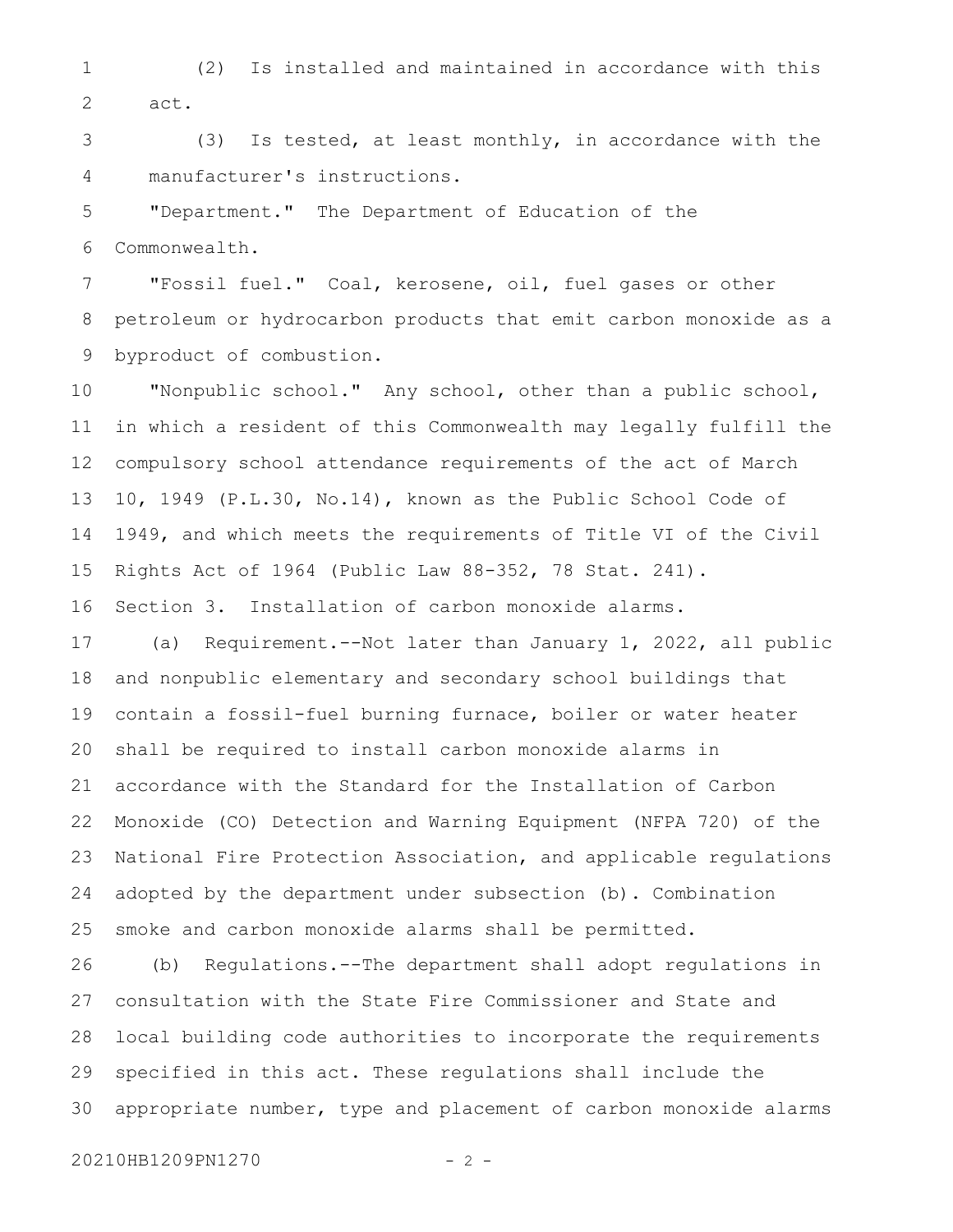(2) Is installed and maintained in accordance with this act.

(3) Is tested, at least monthly, in accordance with the manufacturer's instructions.

"Department." The Department of Education of the Commonwealth.

"Fossil fuel." Coal, kerosene, oil, fuel gases or other petroleum or hydrocarbon products that emit carbon monoxide as a byproduct of combustion.

"Nonpublic school." Any school, other than a public school, in which a resident of this Commonwealth may legally fulfill the compulsory school attendance requirements of the act of March 10, 1949 (P.L.30, No.14), known as the Public School Code of 1949, and which meets the requirements of Title VI of the Civil Rights Act of 1964 (Public Law 88-352, 78 Stat. 241).

Section 3. Installation of carbon monoxide alarms.

(a) Requirement.--Not later than January 1, 2022, all public and nonpublic elementary and secondary school buildings that contain a fossil-fuel burning furnace, boiler or water heater shall be required to install carbon monoxide alarms in accordance with the Standard for the Installation of Carbon Monoxide (CO) Detection and Warning Equipment (NFPA 720) of the National Fire Protection Association, and applicable regulations adopted by the department under subsection (b). Combination smoke and carbon monoxide alarms shall be permitted.

(b) Regulations.--The department shall adopt regulations in consultation with the State Fire Commissioner and State and local building code authorities to incorporate the requirements specified in this act. These regulations shall include the appropriate number, type and placement of carbon monoxide alarms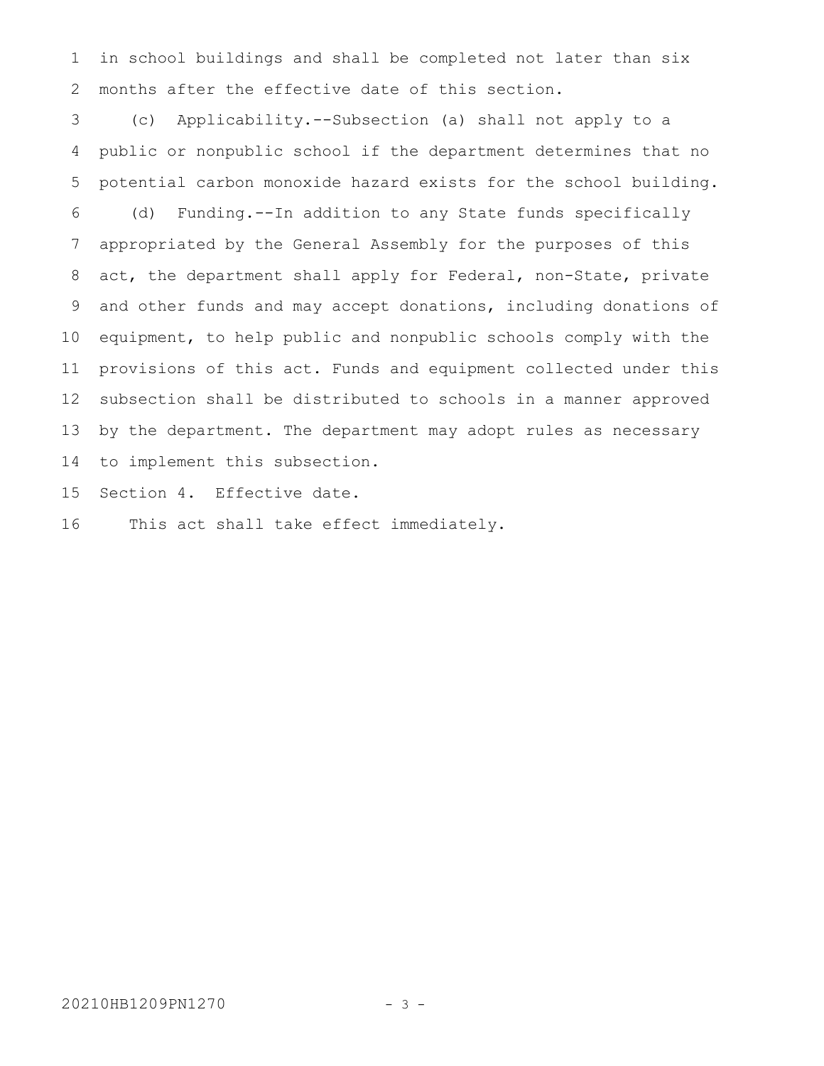in school buildings and shall be completed not later than six months after the effective date of this section.

(c) Applicability.--Subsection (a) shall not apply to a public or nonpublic school if the department determines that no potential carbon monoxide hazard exists for the school building.

(d) Funding.--In addition to any State funds specifically appropriated by the General Assembly for the purposes of this act, the department shall apply for Federal, non-State, private and other funds and may accept donations, including donations of equipment, to help public and nonpublic schools comply with the provisions of this act. Funds and equipment collected under this subsection shall be distributed to schools in a manner approved by the department. The department may adopt rules as necessary to implement this subsection.

Section 4. Effective date.

This act shall take effect immediately.